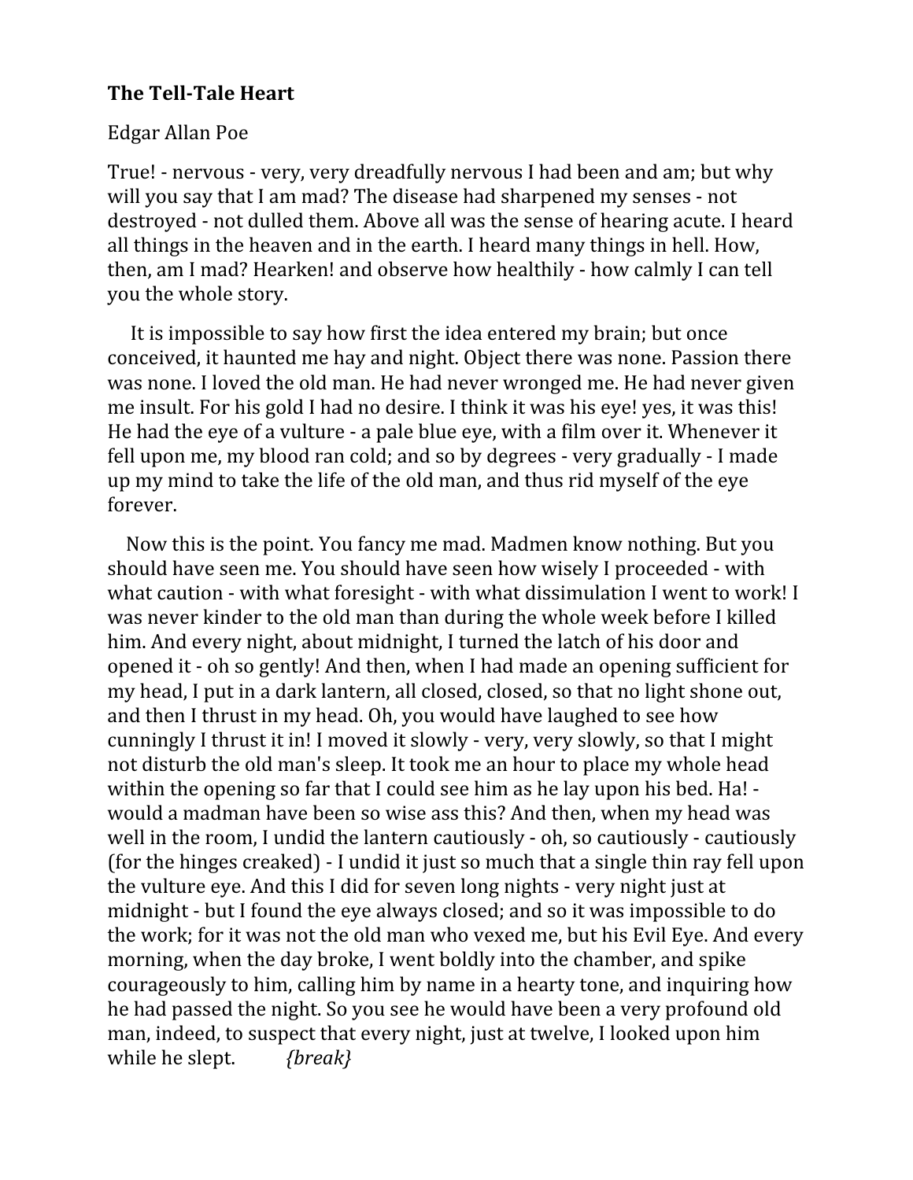**The Tell-Tale Heart**

Edgar Allan Poe

True! - nervous - very, very dreadfully nervous I had been and am; but why will you say that I am mad? The disease had sharpened my senses - not destroyed - not dulled them. Above all was the sense of hearing acute. I heard all things in the heaven and in the earth. I heard many things in hell. How, then, am I mad? Hearken! and observe how healthily - how calmly I can tell you the whole story.

It is impossible to say how first the idea entered my brain; but once conceived, it haunted me hay and night. Object there was none. Passion there was none. I loved the old man. He had never wronged me. He had never given me insult. For his gold I had no desire. I think it was his eye! yes, it was this! He had the eye of a vulture - a pale blue eye, with a film over it. Whenever it fell upon me, my blood ran cold; and so by degrees - very gradually - I made up my mind to take the life of the old man, and thus rid myself of the eye forever.

Now this is the point. You fancy me mad. Madmen know nothing. But you should have seen me. You should have seen how wisely I proceeded - with what caution - with what foresight - with what dissimulation I went to work! I was never kinder to the old man than during the whole week before I killed him. And every night, about midnight, I turned the latch of his door and opened it - oh so gently! And then, when I had made an opening sufficient for my head, I put in a dark lantern, all closed, closed, so that no light shone out, and then I thrust in my head. Oh, you would have laughed to see how cunningly I thrust it in! I moved it slowly - very, very slowly, so that I might not disturb the old man's sleep. It took me an hour to place my whole head within the opening so far that I could see him as he lay upon his bed. Ha! - would a madman have been so wise ass this? And then, when my head was well in the room, I undid the lantern cautiously - oh, so cautiously - cautiously (for the hinges creaked) - I undid it just so much that a single thin ray fell upon the vulture eye. And this I did for seven long nights - very night just at midnight - but I found the eye always closed; and so it was impossible to do the work; for it was not the old man who vexed me, but his Evil Eye. And every morning, when the day broke, I went boldly into the chamber, and spike courageously to him, calling him by name in a hearty tone, and inquiring how he had passed the night. So you see he would have been a very profound old man, indeed, to suspect that every night, just at twelve, I looked upon him while he slept. *{break}*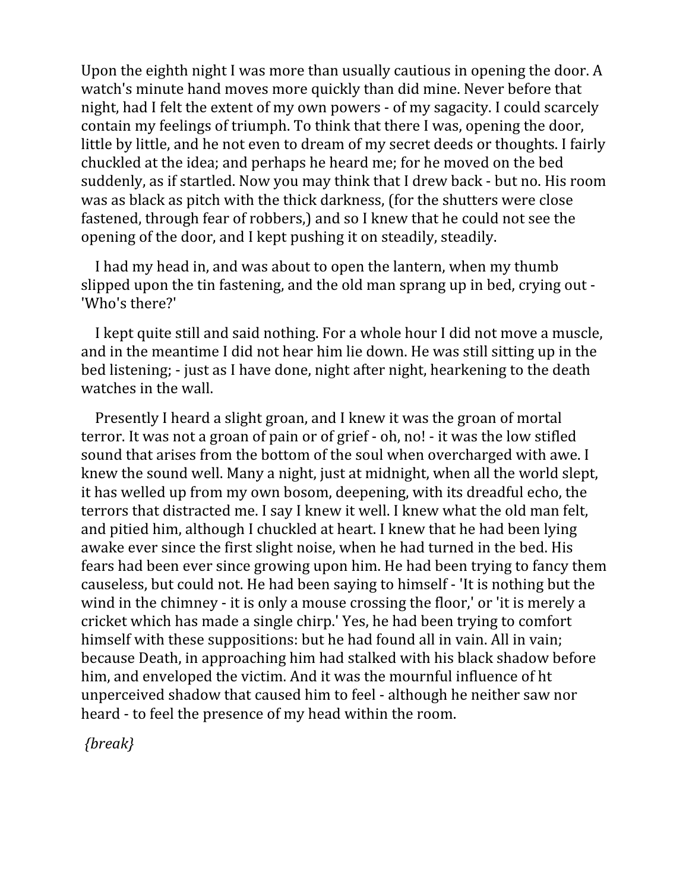Upon the eighth night I was more than usually cautious in opening the door. A watch's minute hand moves more quickly than did mine. Never before that night, had I felt the extent of my own powers - of my sagacity. I could scarcely contain my feelings of triumph. To think that there I was, opening the door, little by little, and he not even to dream of my secret deeds or thoughts. I fairly chuckled at the idea; and perhaps he heard me; for he moved on the bed suddenly, as if startled. Now you may think that I drew back - but no. His room was as black as pitch with the thick darkness, (for the shutters were close fastened, through fear of robbers,) and so I knew that he could not see the opening of the door, and I kept pushing it on steadily, steadily.

I had my head in, and was about to open the lantern, when my thumb slipped upon the tin fastening, and the old man sprang up in bed, crying out - 'Who's there?'

I kept quite still and said nothing. For a whole hour I did not move a muscle, and in the meantime I did not hear him lie down. He was still sitting up in the bed listening; - just as I have done, night after night, hearkening to the death watches in the wall.

Presently I heard a slight groan, and I knew it was the groan of mortal terror. It was not a groan of pain or of grief - oh, no! - it was the low stifled sound that arises from the bottom of the soul when overcharged with awe. I knew the sound well. Many a night, just at midnight, when all the world slept, it has welled up from my own bosom, deepening, with its dreadful echo, the terrors that distracted me. I say I knew it well. I knew what the old man felt, and pitied him, although I chuckled at heart. I knew that he had been lying awake ever since the first slight noise, when he had turned in the bed. His fears had been ever since growing upon him. He had been trying to fancy them causeless, but could not. He had been saying to himself - 'It is nothing but the wind in the chimney - it is only a mouse crossing the floor,' or 'it is merely a cricket which has made a single chirp.' Yes, he had been trying to comfort himself with these suppositions: but he had found all in vain. All in vain; because Death, in approaching him had stalked with his black shadow before him, and enveloped the victim. And it was the mournful influence of ht unperceived shadow that caused him to feel - although he neither saw nor heard - to feel the presence of my head within the room.

*{break}*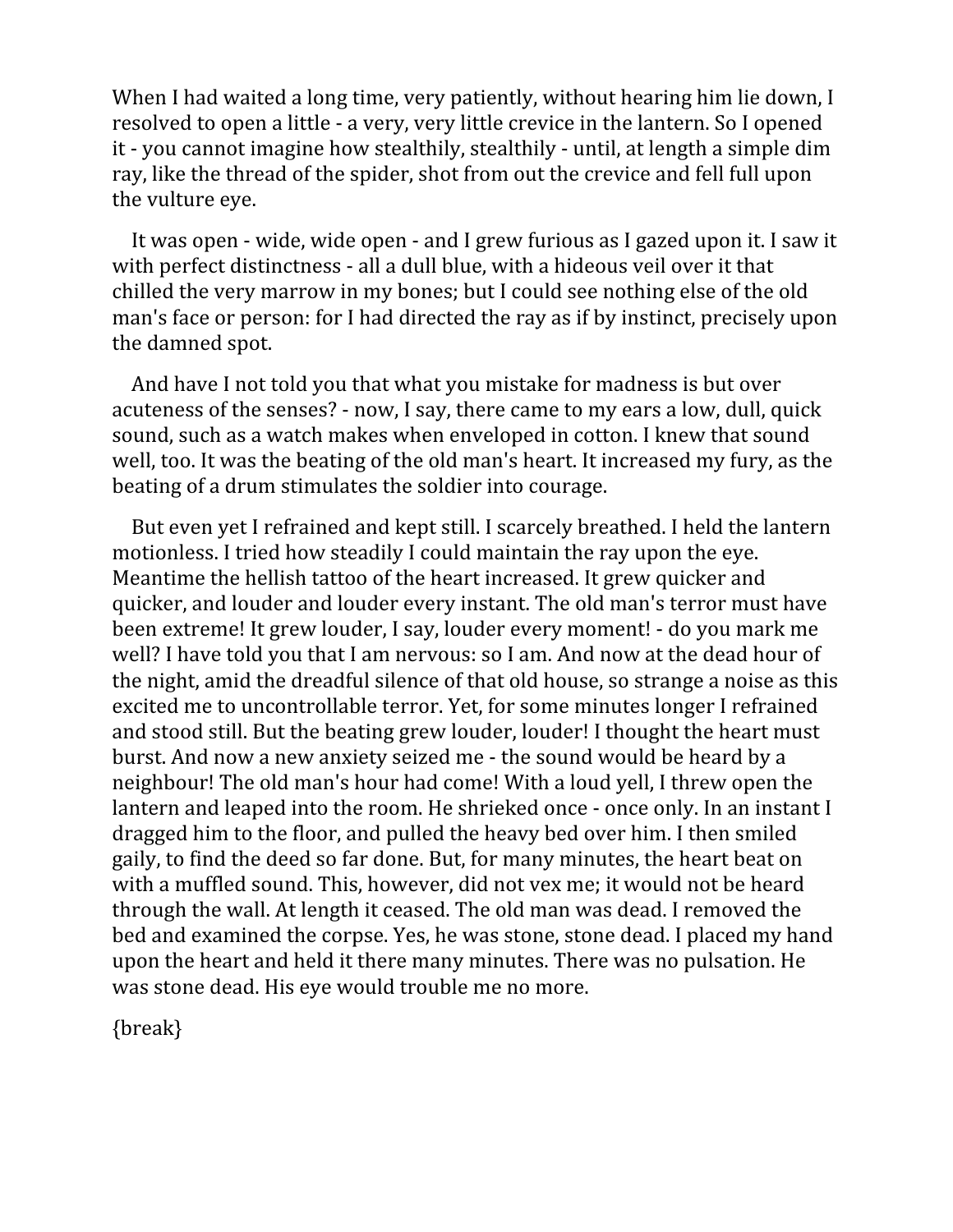When I had waited a long time, very patiently, without hearing him lie down, I resolved to open a little - a very, very little crevice in the lantern. So I opened it - you cannot imagine how stealthily, stealthily - until, at length a simple dim ray, like the thread of the spider, shot from out the crevice and fell full upon the vulture eye.

It was open - wide, wide open - and I grew furious as I gazed upon it. I saw it with perfect distinctness - all a dull blue, with a hideous veil over it that chilled the very marrow in my bones; but I could see nothing else of the old man's face or person: for I had directed the ray as if by instinct, precisely upon the damned spot.

And have I not told you that what you mistake for madness is but over acuteness of the senses? - now, I say, there came to my ears a low, dull, quick sound, such as a watch makes when enveloped in cotton. I knew that sound well, too. It was the beating of the old man's heart. It increased my fury, as the beating of a drum stimulates the soldier into courage.

But even yet I refrained and kept still. I scarcely breathed. I held the lantern motionless. I tried how steadily I could maintain the ray upon the eye. Meantime the hellish tattoo of the heart increased. It grew quicker and quicker, and louder and louder every instant. The old man's terror must have been extreme! It grew louder, I say, louder every moment! - do you mark me well? I have told you that I am nervous: so I am. And now at the dead hour of the night, amid the dreadful silence of that old house, so strange a noise as this excited me to uncontrollable terror. Yet, for some minutes longer I refrained and stood still. But the beating grew louder, louder! I thought the heart must burst. And now a new anxiety seized me - the sound would be heard by a neighbour! The old man's hour had come! With a loud yell, I threw open the lantern and leaped into the room. He shrieked once - once only. In an instant I dragged him to the floor, and pulled the heavy bed over him. I then smiled gaily, to find the deed so far done. But, for many minutes, the heart beat on with a muffled sound. This, however, did not vex me; it would not be heard through the wall. At length it ceased. The old man was dead. I removed the bed and examined the corpse. Yes, he was stone, stone dead. I placed my hand upon the heart and held it there many minutes. There was no pulsation. He was stone dead. His eye would trouble me no more.

{break}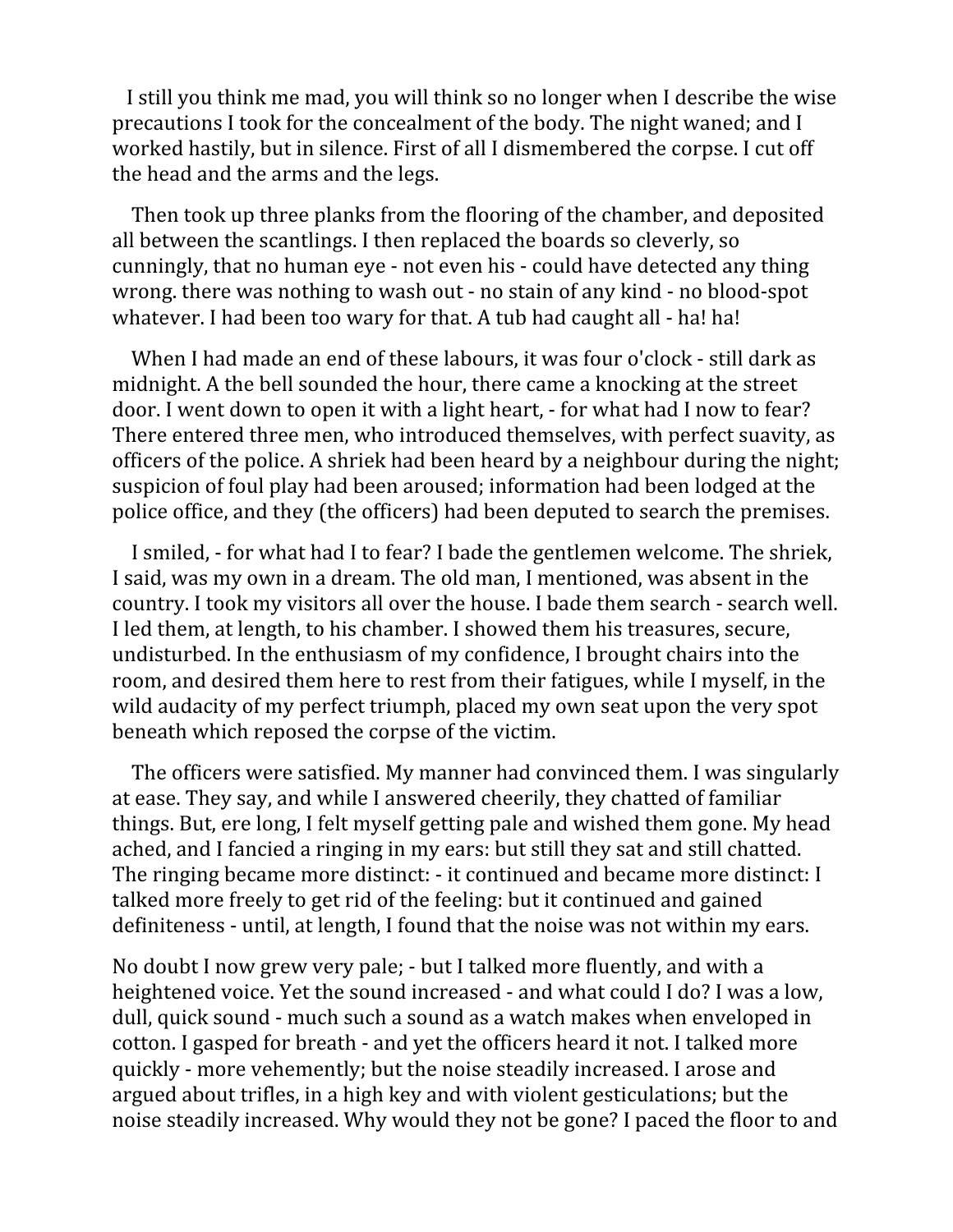I still you think me mad, you will think so no longer when I describe the wise precautions I took for the concealment of the body. The night waned; and I worked hastily, but in silence. First of all I dismembered the corpse. I cut off the head and the arms and the legs.

Then took up three planks from the flooring of the chamber, and deposited all between the scantlings. I then replaced the boards so cleverly, so cunningly, that no human eye - not even his - could have detected any thing wrong. there was nothing to wash out - no stain of any kind - no blood-spot whatever. I had been too wary for that. A tub had caught all - ha! ha!

When I had made an end of these labours, it was four o'clock - still dark as midnight. A the bell sounded the hour, there came a knocking at the street door. I went down to open it with a light heart, - for what had I now to fear? There entered three men, who introduced themselves, with perfect suavity, as officers of the police. A shriek had been heard by a neighbour during the night; suspicion of foul play had been aroused; information had been lodged at the police office, and they (the officers) had been deputed to search the premises.

I smiled, - for what had I to fear? I bade the gentlemen welcome. The shriek, I said, was my own in a dream. The old man, I mentioned, was absent in the country. I took my visitors all over the house. I bade them search - search well. I led them, at length, to his chamber. I showed them his treasures, secure, undisturbed. In the enthusiasm of my confidence, I brought chairs into the room, and desired them here to rest from their fatigues, while I myself, in the wild audacity of my perfect triumph, placed my own seat upon the very spot beneath which reposed the corpse of the victim.

The officers were satisfied. My manner had convinced them. I was singularly at ease. They say, and while I answered cheerily, they chatted of familiar things. But, ere long, I felt myself getting pale and wished them gone. My head ached, and I fancied a ringing in my ears: but still they sat and still chatted. The ringing became more distinct: - it continued and became more distinct: I talked more freely to get rid of the feeling: but it continued and gained definiteness - until, at length, I found that the noise was not within my ears.

No doubt I now grew very pale; - but I talked more fluently, and with a heightened voice. Yet the sound increased - and what could I do? I was a low, dull, quick sound - much such a sound as a watch makes when enveloped in cotton. I gasped for breath - and yet the officers heard it not. I talked more quickly - more vehemently; but the noise steadily increased. I arose and argued about trifles, in a high key and with violent gesticulations; but the noise steadily increased. Why would they not be gone? I paced the floor to and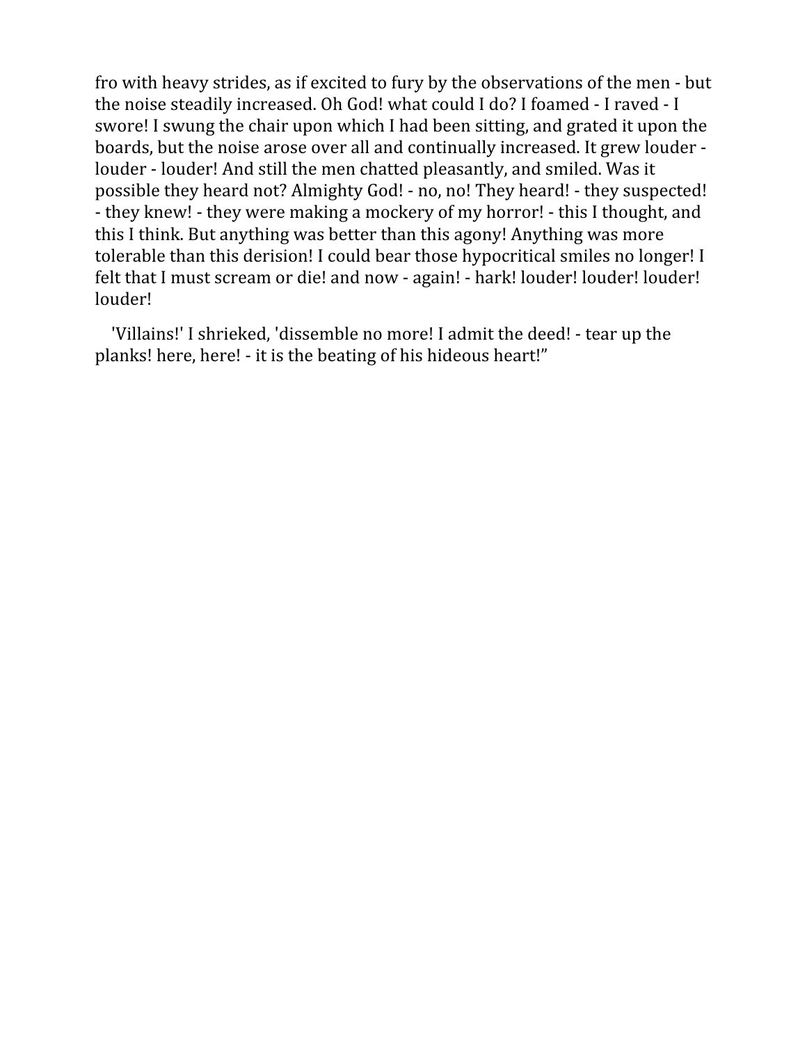fro with heavy strides, as if excited to fury by the observations of the men - but the noise steadily increased. Oh God! what could I do? I foamed - I raved - I swore! I swung the chair upon which I had been sitting, and grated it upon the boards, but the noise arose over all and continually increased. It grew louder - louder - louder! And still the men chatted pleasantly, and smiled. Was it possible they heard not? Almighty God! - no, no! They heard! - they suspected! - they knew! - they were making a mockery of my horror! - this I thought, and this I think. But anything was better than this agony! Anything was more tolerable than this derision! I could bear those hypocritical smiles no longer! I felt that I must scream or die! and now - again! - hark! louder! louder! louder! louder!

'Villains!' I shrieked, 'dissemble no more! I admit the deed! - tear up the planks! here, here! - it is the beating of his hideous heart!"